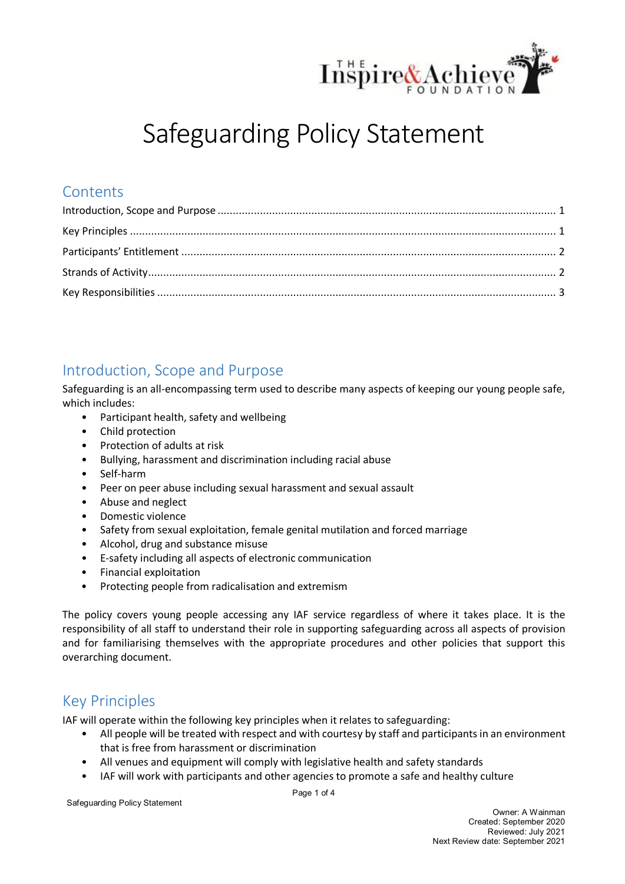# Safeguarding Policy Statement

## Contents

Introduction, Scope and Purpose ........................................................................................................ 1

Key Principles ....................................................................................................................................... 1

Participants' Entitlement ..................................................................................................................... 2

Strands of Activity ................................................................................................................................. 2

Key Responsibilities ............................................................................................................................. 3

## Introduction, Scope and Purpose

Safeguarding is an all-encompassing term used to describe many aspects of keeping our young people safe, which includes:

- Participant health, safety and wellbeing
- Child protection
- Protection of adults at risk
- Bullying, harassment and discrimination including racial abuse
- Self-harm
- Peer on peer abuse including sexual harassment and sexual assault
- Abuse and neglect
- Domestic violence
- Safety from sexual exploitation, female genital mutilation and forced marriage
- Alcohol, drug and substance misuse
- E-safety including all aspects of electronic communication
- Financial exploitation
- Protecting people from radicalisation and extremism

The policy covers young people accessing any IAF service regardless of where it takes place. It is the responsibility of all staff to understand their role in supporting safeguarding across all aspects of provision and for familiarising themselves with the appropriate procedures and other policies that support this overarching document.

## Key Principles

IAF will operate within the following key principles when it relates to safeguarding:

- All people will be treated with respect and with courtesy by staff and participants in an environment that is free from harassment or discrimination
- All venues and equipment will comply with legislative health and safety standards
- IAF will work with participants and other agencies to promote a safe and healthy culture

Owner: A Wainman
Created: September 2020
Reviewed: July 2021
Next Review date: September 2021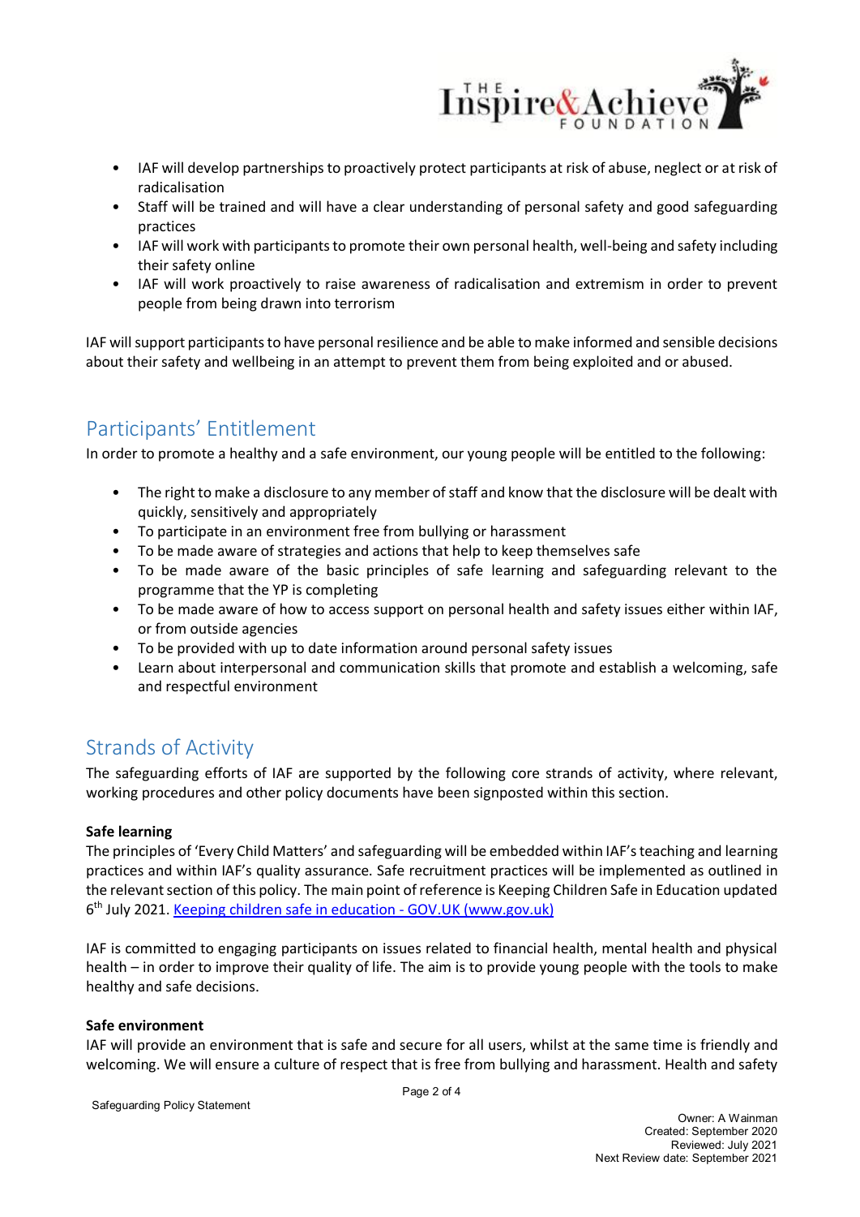- IAF will develop partnerships to proactively protect participants at risk of abuse, neglect or at risk of radicalisation
- Staff will be trained and will have a clear understanding of personal safety and good safeguarding practices
- IAF will work with participants to promote their own personal health, well-being and safety including their safety online
- IAF will work proactively to raise awareness of radicalisation and extremism in order to prevent people from being drawn into terrorism

IAF will support participants to have personal resilience and be able to make informed and sensible decisions about their safety and wellbeing in an attempt to prevent them from being exploited and or abused.

## Participants' Entitlement

In order to promote a healthy and a safe environment, our young people will be entitled to the following:

- The right to make a disclosure to any member of staff and know that the disclosure will be dealt with quickly, sensitively and appropriately
- To participate in an environment free from bullying or harassment
- To be made aware of strategies and actions that help to keep themselves safe
- To be made aware of the basic principles of safe learning and safeguarding relevant to the programme that the YP is completing
- To be made aware of how to access support on personal health and safety issues either within IAF, or from outside agencies
- To be provided with up to date information around personal safety issues
- Learn about interpersonal and communication skills that promote and establish a welcoming, safe and respectful environment

## Strands of Activity

The safeguarding efforts of IAF are supported by the following core strands of activity, where relevant, working procedures and other policy documents have been signposted within this section.

**Safe learning**

The principles of 'Every Child Matters' and safeguarding will be embedded within IAF's teaching and learning practices and within IAF's quality assurance. Safe recruitment practices will be implemented as outlined in the relevant section of this policy. The main point of reference is Keeping Children Safe in Education updated 6th July 2021. [Keeping children safe in education - GOV.UK (www.gov.uk)]

IAF is committed to engaging participants on issues related to financial health, mental health and physical health – in order to improve their quality of life. The aim is to provide young people with the tools to make healthy and safe decisions.

**Safe environment**

IAF will provide an environment that is safe and secure for all users, whilst at the same time is friendly and welcoming. We will ensure a culture of respect that is free from bullying and harassment. Health and safety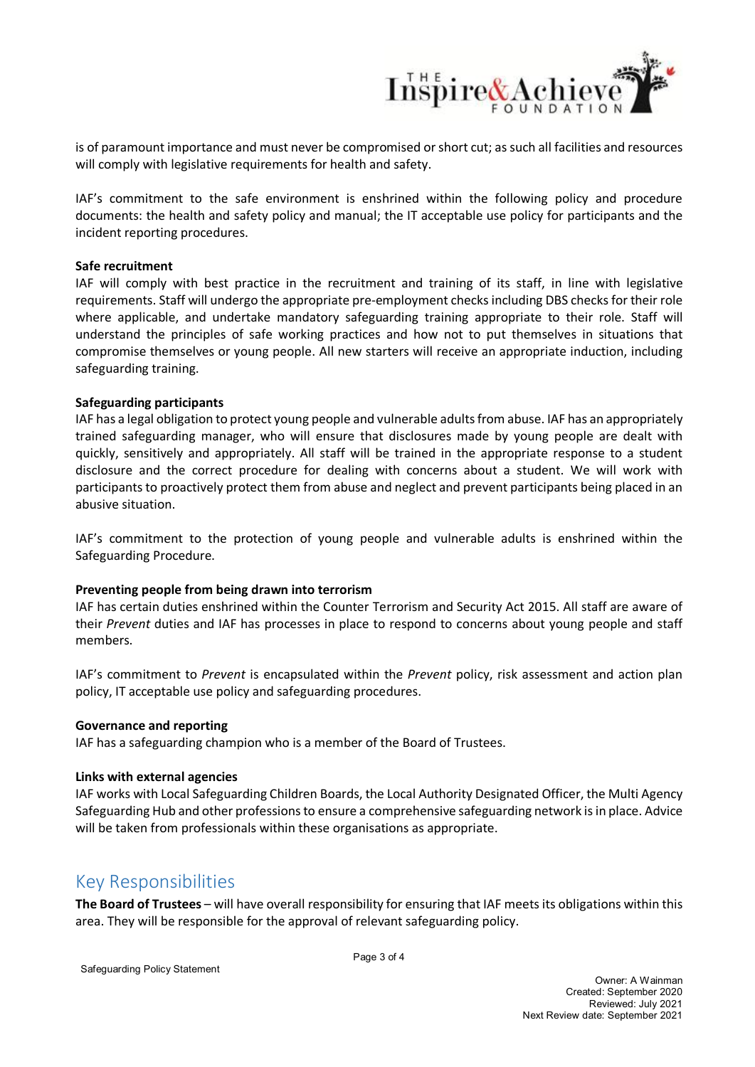is of paramount importance and must never be compromised or short cut; as such all facilities and resources will comply with legislative requirements for health and safety.

IAF's commitment to the safe environment is enshrined within the following policy and procedure documents: the health and safety policy and manual; the IT acceptable use policy for participants and the incident reporting procedures.

**Safe recruitment**
IAF will comply with best practice in the recruitment and training of its staff, in line with legislative requirements. Staff will undergo the appropriate pre-employment checks including DBS checks for their role where applicable, and undertake mandatory safeguarding training appropriate to their role. Staff will understand the principles of safe working practices and how not to put themselves in situations that compromise themselves or young people. All new starters will receive an appropriate induction, including safeguarding training.

**Safeguarding participants**
IAF has a legal obligation to protect young people and vulnerable adults from abuse. IAF has an appropriately trained safeguarding manager, who will ensure that disclosures made by young people are dealt with quickly, sensitively and appropriately. All staff will be trained in the appropriate response to a student disclosure and the correct procedure for dealing with concerns about a student. We will work with participants to proactively protect them from abuse and neglect and prevent participants being placed in an abusive situation.

IAF's commitment to the protection of young people and vulnerable adults is enshrined within the Safeguarding Procedure.

**Preventing people from being drawn into terrorism**
IAF has certain duties enshrined within the Counter Terrorism and Security Act 2015. All staff are aware of their *Prevent* duties and IAF has processes in place to respond to concerns about young people and staff members.

IAF's commitment to *Prevent* is encapsulated within the *Prevent* policy, risk assessment and action plan policy, IT acceptable use policy and safeguarding procedures.

**Governance and reporting**
IAF has a safeguarding champion who is a member of the Board of Trustees.

**Links with external agencies**
IAF works with Local Safeguarding Children Boards, the Local Authority Designated Officer, the Multi Agency Safeguarding Hub and other professions to ensure a comprehensive safeguarding network is in place. Advice will be taken from professionals within these organisations as appropriate.

## Key Responsibilities

**The Board of Trustees** – will have overall responsibility for ensuring that IAF meets its obligations within this area. They will be responsible for the approval of relevant safeguarding policy.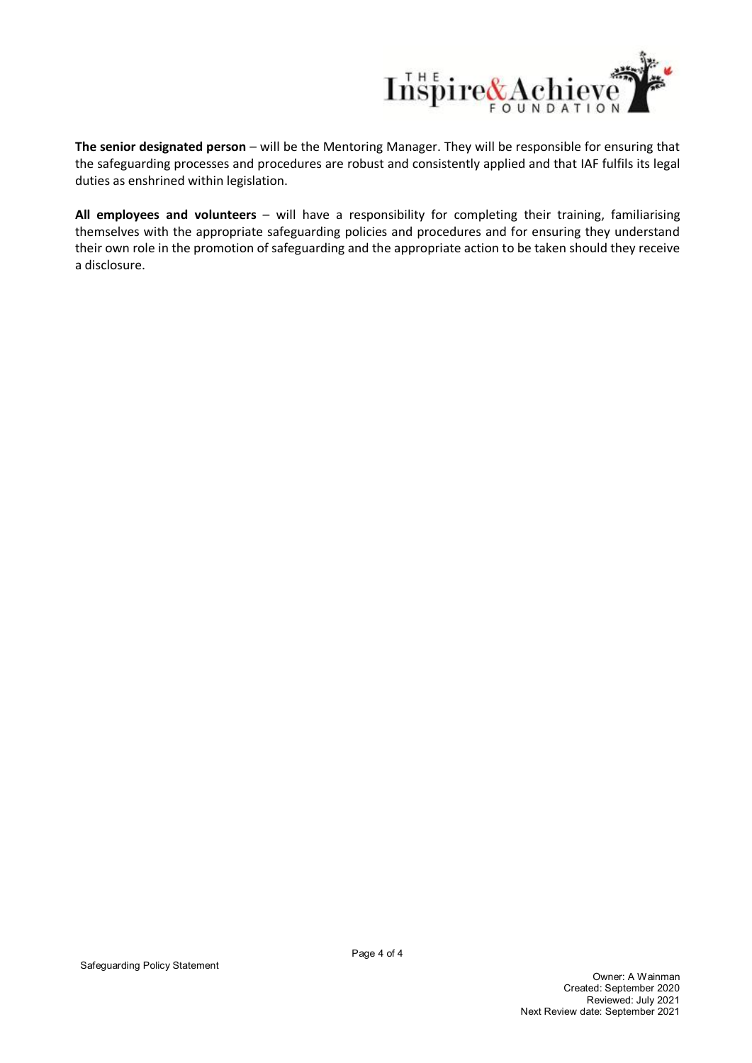**The senior designated person** – will be the Mentoring Manager. They will be responsible for ensuring that the safeguarding processes and procedures are robust and consistently applied and that IAF fulfils its legal duties as enshrined within legislation.

**All employees and volunteers** – will have a responsibility for completing their training, familiarising themselves with the appropriate safeguarding policies and procedures and for ensuring they understand their own role in the promotion of safeguarding and the appropriate action to be taken should they receive a disclosure.

Owner: A Wainman
Created: September 2020
Reviewed: July 2021
Next Review date: September 2021